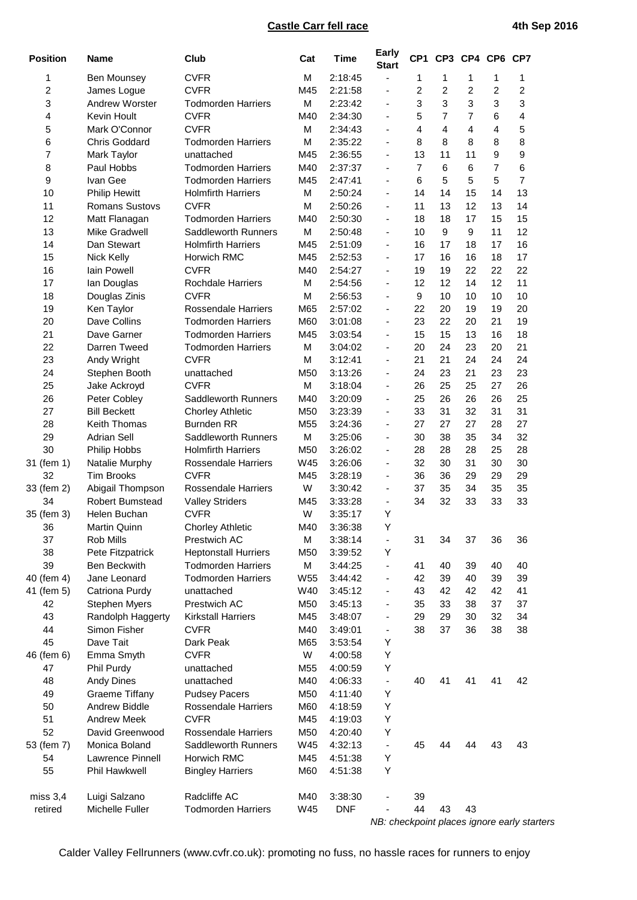# Castle Carr fell race

**4th Sep 2016**

| Position | Name | Club | Cat | Time | Early Start | CP1 | CP3 | CP4 | CP6 | CP7 |
|---|---|---|---|---|---|---|---|---|---|---|
| 1 | Ben Mounsey | CVFR | M | 2:18:45 | - | 1 | 1 | 1 | 1 | 1 |
| 2 | James Logue | CVFR | M45 | 2:21:58 | - | 2 | 2 | 2 | 2 | 2 |
| 3 | Andrew Worster | Todmorden Harriers | M | 2:23:42 | - | 3 | 3 | 3 | 3 | 3 |
| 4 | Kevin Hoult | CVFR | M40 | 2:34:30 | - | 5 | 7 | 7 | 6 | 4 |
| 5 | Mark O'Connor | CVFR | M | 2:34:43 | - | 4 | 4 | 4 | 4 | 5 |
| 6 | Chris Goddard | Todmorden Harriers | M | 2:35:22 | - | 8 | 8 | 8 | 8 | 8 |
| 7 | Mark Taylor | unattached | M45 | 2:36:55 | - | 13 | 11 | 11 | 9 | 9 |
| 8 | Paul Hobbs | Todmorden Harriers | M40 | 2:37:37 | - | 7 | 6 | 6 | 7 | 6 |
| 9 | Ivan Gee | Todmorden Harriers | M45 | 2:47:41 | - | 6 | 5 | 5 | 5 | 7 |
| 10 | Philip Hewitt | Holmfirth Harriers | M | 2:50:24 | - | 14 | 14 | 15 | 14 | 13 |
| 11 | Romans Sustovs | CVFR | M | 2:50:26 | - | 11 | 13 | 12 | 13 | 14 |
| 12 | Matt Flanagan | Todmorden Harriers | M40 | 2:50:30 | - | 18 | 18 | 17 | 15 | 15 |
| 13 | Mike Gradwell | Saddleworth Runners | M | 2:50:48 | - | 10 | 9 | 9 | 11 | 12 |
| 14 | Dan Stewart | Holmfirth Harriers | M45 | 2:51:09 | - | 16 | 17 | 18 | 17 | 16 |
| 15 | Nick Kelly | Horwich RMC | M45 | 2:52:53 | - | 17 | 16 | 16 | 18 | 17 |
| 16 | Iain Powell | CVFR | M40 | 2:54:27 | - | 19 | 19 | 22 | 22 | 22 |
| 17 | Ian Douglas | Rochdale Harriers | M | 2:54:56 | - | 12 | 12 | 14 | 12 | 11 |
| 18 | Douglas Zinis | CVFR | M | 2:56:53 | - | 9 | 10 | 10 | 10 | 10 |
| 19 | Ken Taylor | Rossendale Harriers | M65 | 2:57:02 | - | 22 | 20 | 19 | 19 | 20 |
| 20 | Dave Collins | Todmorden Harriers | M60 | 3:01:08 | - | 23 | 22 | 20 | 21 | 19 |
| 21 | Dave Garner | Todmorden Harriers | M45 | 3:03:54 | - | 15 | 15 | 13 | 16 | 18 |
| 22 | Darren Tweed | Todmorden Harriers | M | 3:04:02 | - | 20 | 24 | 23 | 20 | 21 |
| 23 | Andy Wright | CVFR | M | 3:12:41 | - | 21 | 21 | 24 | 24 | 24 |
| 24 | Stephen Booth | unattached | M50 | 3:13:26 | - | 24 | 23 | 21 | 23 | 23 |
| 25 | Jake Ackroyd | CVFR | M | 3:18:04 | - | 26 | 25 | 25 | 27 | 26 |
| 26 | Peter Cobley | Saddleworth Runners | M40 | 3:20:09 | - | 25 | 26 | 26 | 26 | 25 |
| 27 | Bill Beckett | Chorley Athletic | M50 | 3:23:39 | - | 33 | 31 | 32 | 31 | 31 |
| 28 | Keith Thomas | Burnden RR | M55 | 3:24:36 | - | 27 | 27 | 27 | 28 | 27 |
| 29 | Adrian Sell | Saddleworth Runners | M | 3:25:06 | - | 30 | 38 | 35 | 34 | 32 |
| 30 | Philip Hobbs | Holmfirth Harriers | M50 | 3:26:02 | - | 28 | 28 | 28 | 25 | 28 |
| 31 (fem 1) | Natalie Murphy | Rossendale Harriers | W45 | 3:26:06 | - | 32 | 30 | 31 | 30 | 30 |
| 32 | Tim Brooks | CVFR | M45 | 3:28:19 | - | 36 | 36 | 29 | 29 | 29 |
| 33 (fem 2) | Abigail Thompson | Rossendale Harriers | W | 3:30:42 | - | 37 | 35 | 34 | 35 | 35 |
| 34 | Robert Bumstead | Valley Striders | M45 | 3:33:28 | - | 34 | 32 | 33 | 33 | 33 |
| 35 (fem 3) | Helen Buchan | CVFR | W | 3:35:17 | Y | | | | | |
| 36 | Martin Quinn | Chorley Athletic | M40 | 3:36:38 | Y | | | | | |
| 37 | Rob Mills | Prestwich AC | M | 3:38:14 | - | 31 | 34 | 37 | 36 | 36 |
| 38 | Pete Fitzpatrick | Heptonstall Hurriers | M50 | 3:39:52 | Y | | | | | |
| 39 | Ben Beckwith | Todmorden Harriers | M | 3:44:25 | - | 41 | 40 | 39 | 40 | 40 |
| 40 (fem 4) | Jane Leonard | Todmorden Harriers | W55 | 3:44:42 | - | 42 | 39 | 40 | 39 | 39 |
| 41 (fem 5) | Catriona Purdy | unattached | W40 | 3:45:12 | - | 43 | 42 | 42 | 42 | 41 |
| 42 | Stephen Myers | Prestwich AC | M50 | 3:45:13 | - | 35 | 33 | 38 | 37 | 37 |
| 43 | Randolph Haggerty | Kirkstall Harriers | M45 | 3:48:07 | - | 29 | 29 | 30 | 32 | 34 |
| 44 | Simon Fisher | CVFR | M40 | 3:49:01 | - | 38 | 37 | 36 | 38 | 38 |
| 45 | Dave Tait | Dark Peak | M65 | 3:53:54 | Y | | | | | |
| 46 (fem 6) | Emma Smyth | CVFR | W | 4:00:58 | Y | | | | | |
| 47 | Phil Purdy | unattached | M55 | 4:00:59 | Y | | | | | |
| 48 | Andy Dines | unattached | M40 | 4:06:33 | - | 40 | 41 | 41 | 41 | 42 |
| 49 | Graeme Tiffany | Pudsey Pacers | M50 | 4:11:40 | Y | | | | | |
| 50 | Andrew Biddle | Rossendale Harriers | M60 | 4:18:59 | Y | | | | | |
| 51 | Andrew Meek | CVFR | M45 | 4:19:03 | Y | | | | | |
| 52 | David Greenwood | Rossendale Harriers | M50 | 4:20:40 | Y | | | | | |
| 53 (fem 7) | Monica Boland | Saddleworth Runners | W45 | 4:32:13 | - | 45 | 44 | 44 | 43 | 43 |
| 54 | Lawrence Pinnell | Horwich RMC | M45 | 4:51:38 | Y | | | | | |
| 55 | Phil Hawkwell | Bingley Harriers | M60 | 4:51:38 | Y | | | | | |
| miss 3,4 | Luigi Salzano | Radcliffe AC | M40 | 3:38:30 | - | 39 | | | | |
| retired | Michelle Fuller | Todmorden Harriers | W45 | DNF | - | 44 | 43 | 43 | | |

*NB: checkpoint places ignore early starters*

Calder Valley Fellrunners (www.cvfr.co.uk): promoting no fuss, no hassle races for runners to enjoy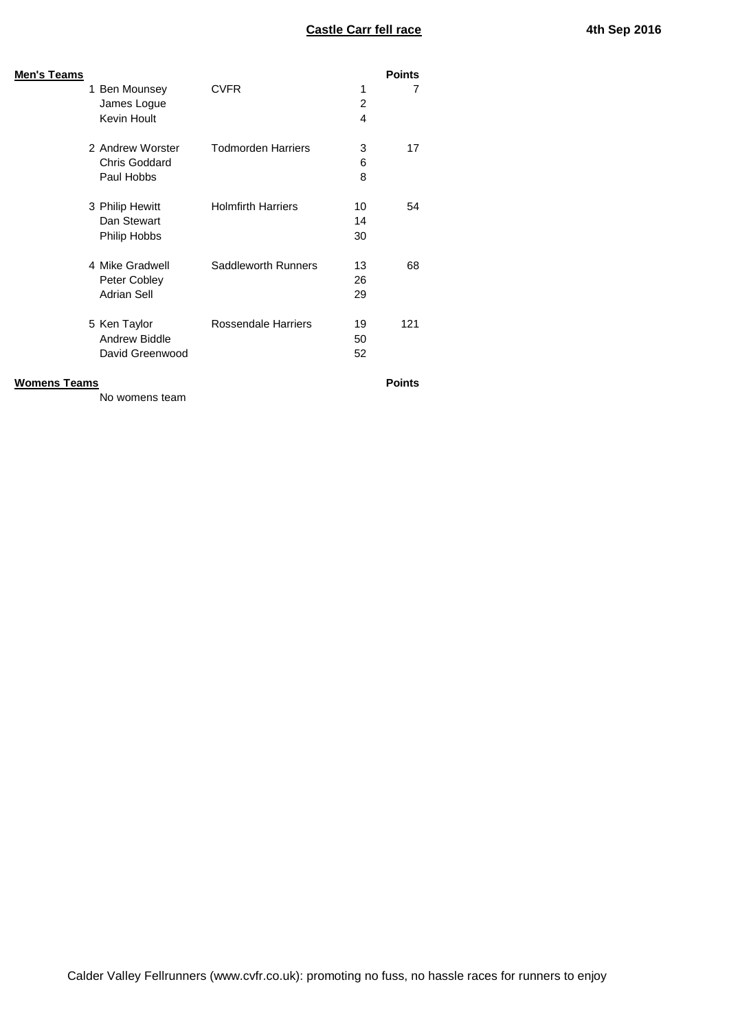## Castle Carr fell race

**4th Sep 2016**

**Men's Teams**

| | | | | Points |
|---|---|---|---|---|
| 1 | Ben Mounsey | CVFR | 1 | 7 |
| | James Logue | | 2 | |
| | Kevin Hoult | | 4 | |
| 2 | Andrew Worster | Todmorden Harriers | 3 | 17 |
| | Chris Goddard | | 6 | |
| | Paul Hobbs | | 8 | |
| 3 | Philip Hewitt | Holmfirth Harriers | 10 | 54 |
| | Dan Stewart | | 14 | |
| | Philip Hobbs | | 30 | |
| 4 | Mike Gradwell | Saddleworth Runners | 13 | 68 |
| | Peter Cobley | | 26 | |
| | Adrian Sell | | 29 | |
| 5 | Ken Taylor | Rossendale Harriers | 19 | 121 |
| | Andrew Biddle | | 50 | |
| | David Greenwood | | 52 | |

**Womens Teams** **Points**

No womens team

Calder Valley Fellrunners (www.cvfr.co.uk): promoting no fuss, no hassle races for runners to enjoy